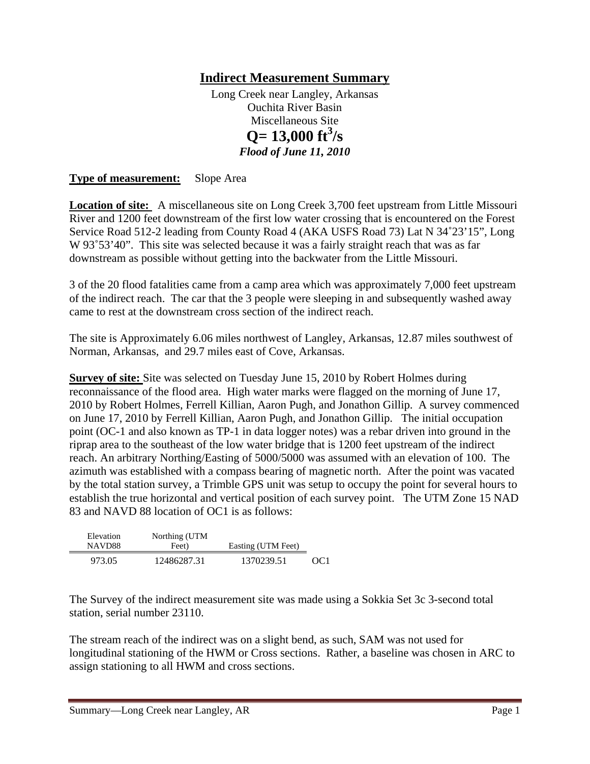# Indirect Measurement Summary

Long Creek near Langley, Arkansas
Ouchita River Basin
Miscellaneous Site

## Q= 13,000 ft$^3$/s

***Flood of June 11, 2010***

**Type of measurement:** Slope Area

**Location of site:** A miscellaneous site on Long Creek 3,700 feet upstream from Little Missouri River and 1200 feet downstream of the first low water crossing that is encountered on the Forest Service Road 512-2 leading from County Road 4 (AKA USFS Road 73) Lat N 34˚23'15", Long W 93˚53'40". This site was selected because it was a fairly straight reach that was as far downstream as possible without getting into the backwater from the Little Missouri.

3 of the 20 flood fatalities came from a camp area which was approximately 7,000 feet upstream of the indirect reach. The car that the 3 people were sleeping in and subsequently washed away came to rest at the downstream cross section of the indirect reach.

The site is Approximately 6.06 miles northwest of Langley, Arkansas, 12.87 miles southwest of Norman, Arkansas, and 29.7 miles east of Cove, Arkansas.

**Survey of site:** Site was selected on Tuesday June 15, 2010 by Robert Holmes during reconnaissance of the flood area. High water marks were flagged on the morning of June 17, 2010 by Robert Holmes, Ferrell Killian, Aaron Pugh, and Jonathon Gillip. A survey commenced on June 17, 2010 by Ferrell Killian, Aaron Pugh, and Jonathon Gillip. The initial occupation point (OC-1 and also known as TP-1 in data logger notes) was a rebar driven into ground in the riprap area to the southeast of the low water bridge that is 1200 feet upstream of the indirect reach. An arbitrary Northing/Easting of 5000/5000 was assumed with an elevation of 100. The azimuth was established with a compass bearing of magnetic north. After the point was vacated by the total station survey, a Trimble GPS unit was setup to occupy the point for several hours to establish the true horizontal and vertical position of each survey point. The UTM Zone 15 NAD 83 and NAVD 88 location of OC1 is as follows:

| Elevation NAVD88 | Northing (UTM Feet) | Easting (UTM Feet) | |
|---|---|---|---|
| 973.05 | 12486287.31 | 1370239.51 | OC1 |

The Survey of the indirect measurement site was made using a Sokkia Set 3c 3-second total station, serial number 23110.

The stream reach of the indirect was on a slight bend, as such, SAM was not used for longitudinal stationing of the HWM or Cross sections. Rather, a baseline was chosen in ARC to assign stationing to all HWM and cross sections.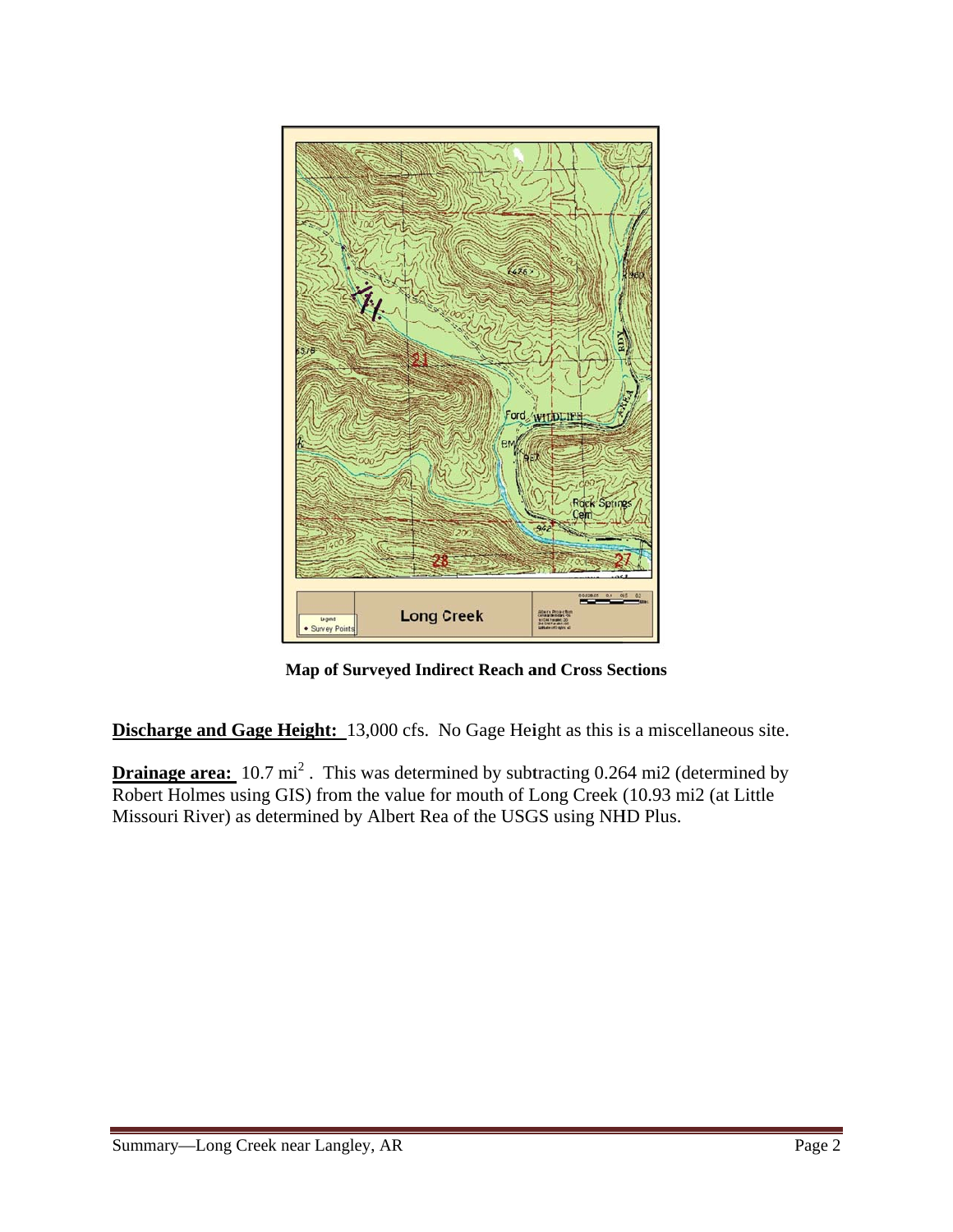**Map of Surveyed Indirect Reach and Cross Sections**

**Discharge and Gage Height:** 13,000 cfs. No Gage Height as this is a miscellaneous site.

**Drainage area:** 10.7 $mi^2$ . This was determined by subtracting 0.264 mi2 (determined by Robert Holmes using GIS) from the value for mouth of Long Creek (10.93 mi2 (at Little Missouri River) as determined by Albert Rea of the USGS using NHD Plus.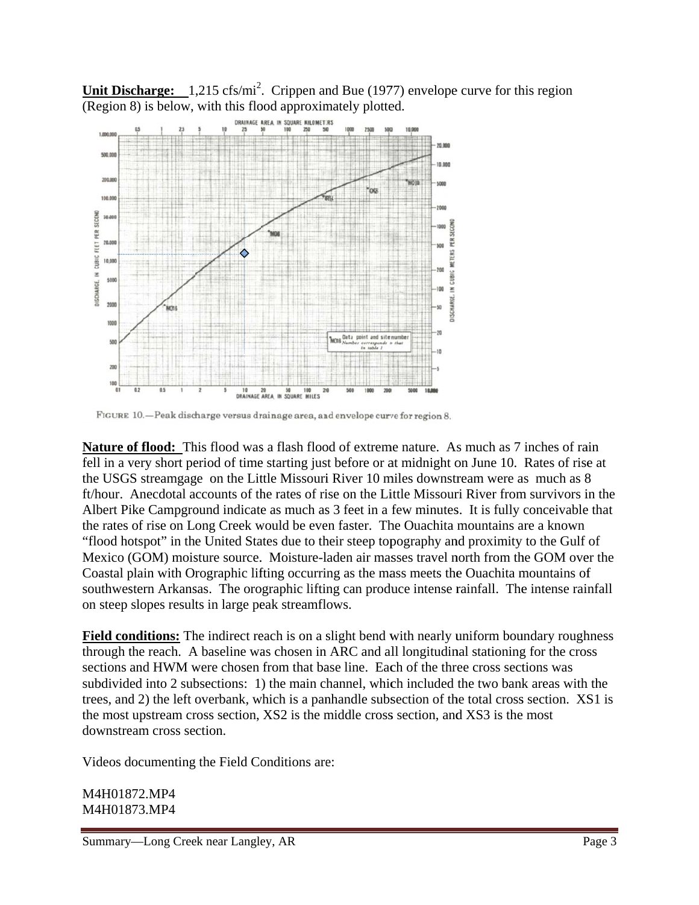**Unit Discharge:** 1,215 cfs/mi$^2$. Crippen and Bue (1977) envelope curve for this region (Region 8) is below, with this flood approximately plotted.

FIGURE 10.—Peak discharge versus drainage area, and envelope curve for region 8.

**Nature of flood:** This flood was a flash flood of extreme nature. As much as 7 inches of rain fell in a very short period of time starting just before or at midnight on June 10. Rates of rise at the USGS streamgage on the Little Missouri River 10 miles downstream were as much as 8 ft/hour. Anecdotal accounts of the rates of rise on the Little Missouri River from survivors in the Albert Pike Campground indicate as much as 3 feet in a few minutes. It is fully conceivable that the rates of rise on Long Creek would be even faster. The Ouachita mountains are a known "flood hotspot" in the United States due to their steep topography and proximity to the Gulf of Mexico (GOM) moisture source. Moisture-laden air masses travel north from the GOM over the Coastal plain with Orographic lifting occurring as the mass meets the Ouachita mountains of southwestern Arkansas. The orographic lifting can produce intense rainfall. The intense rainfall on steep slopes results in large peak streamflows.

**Field conditions:** The indirect reach is on a slight bend with nearly uniform boundary roughness through the reach. A baseline was chosen in ARC and all longitudinal stationing for the cross sections and HWM were chosen from that base line. Each of the three cross sections was subdivided into 2 subsections: 1) the main channel, which included the two bank areas with the trees, and 2) the left overbank, which is a panhandle subsection of the total cross section. XS1 is the most upstream cross section, XS2 is the middle cross section, and XS3 is the most downstream cross section.

Videos documenting the Field Conditions are:

M4H01872.MP4
M4H01873.MP4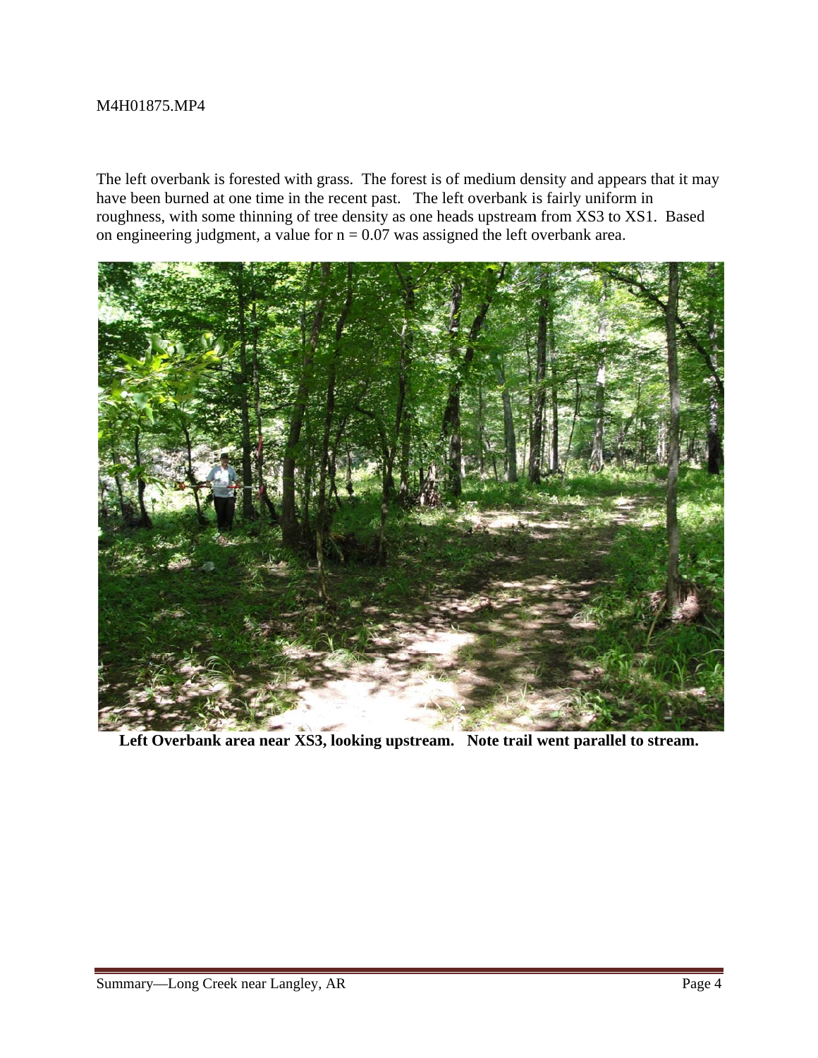M4H01875.MP4

The left overbank is forested with grass. The forest is of medium density and appears that it may have been burned at one time in the recent past. The left overbank is fairly uniform in roughness, with some thinning of tree density as one heads upstream from XS3 to XS1. Based on engineering judgment, a value for $n = 0.07$ was assigned the left overbank area.

**Left Overbank area near XS3, looking upstream. Note trail went parallel to stream.**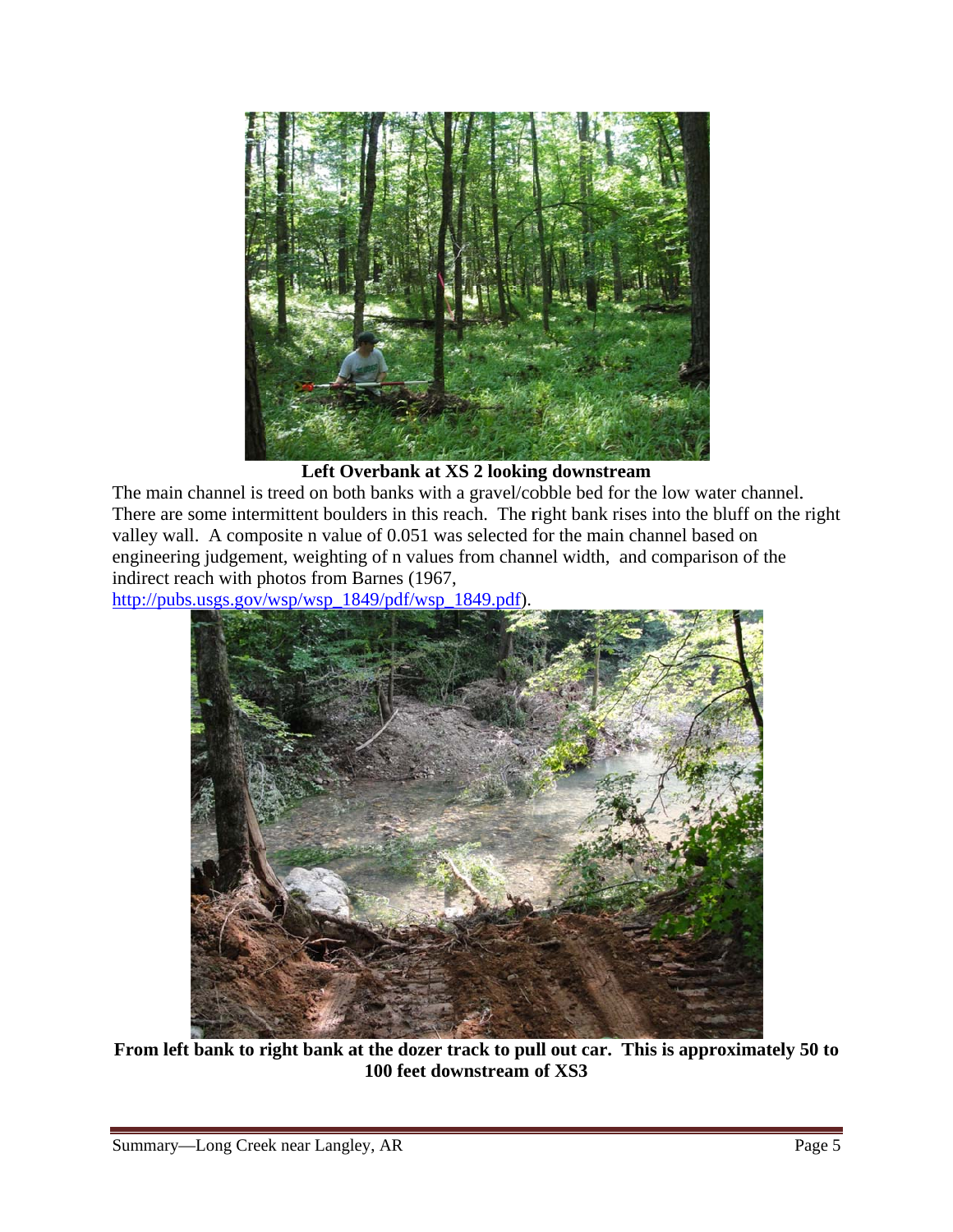**Left Overbank at XS 2 looking downstream**

The main channel is treed on both banks with a gravel/cobble bed for the low water channel. There are some intermittent boulders in this reach. The right bank rises into the bluff on the right valley wall. A composite n value of 0.051 was selected for the main channel based on engineering judgement, weighting of n values from channel width, and comparison of the indirect reach with photos from Barnes (1967, http://pubs.usgs.gov/wsp/wsp_1849/pdf/wsp_1849.pdf).

**From left bank to right bank at the dozer track to pull out car. This is approximately 50 to 100 feet downstream of XS3**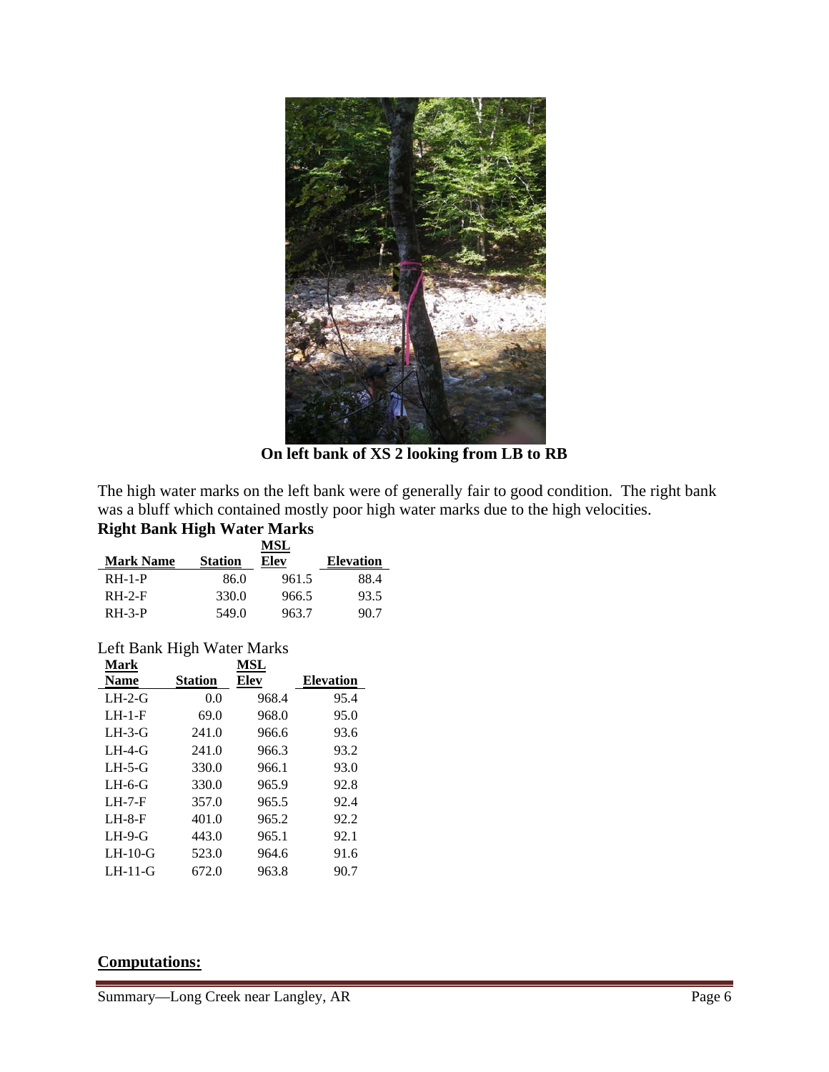**On left bank of XS 2 looking from LB to RB**

The high water marks on the left bank were of generally fair to good condition. The right bank was a bluff which contained mostly poor high water marks due to the high velocities.

**Right Bank High Water Marks**

| Mark Name | Station | MSL Elev | Elevation |
|---|---|---|---|
| RH-1-P | 86.0 | 961.5 | 88.4 |
| RH-2-F | 330.0 | 966.5 | 93.5 |
| RH-3-P | 549.0 | 963.7 | 90.7 |

Left Bank High Water Marks

| Mark Name | Station | MSL Elev | Elevation |
|---|---|---|---|
| LH-2-G | 0.0 | 968.4 | 95.4 |
| LH-1-F | 69.0 | 968.0 | 95.0 |
| LH-3-G | 241.0 | 966.6 | 93.6 |
| LH-4-G | 241.0 | 966.3 | 93.2 |
| LH-5-G | 330.0 | 966.1 | 93.0 |
| LH-6-G | 330.0 | 965.9 | 92.8 |
| LH-7-F | 357.0 | 965.5 | 92.4 |
| LH-8-F | 401.0 | 965.2 | 92.2 |
| LH-9-G | 443.0 | 965.1 | 92.1 |
| LH-10-G | 523.0 | 964.6 | 91.6 |
| LH-11-G | 672.0 | 963.8 | 90.7 |

**Computations:**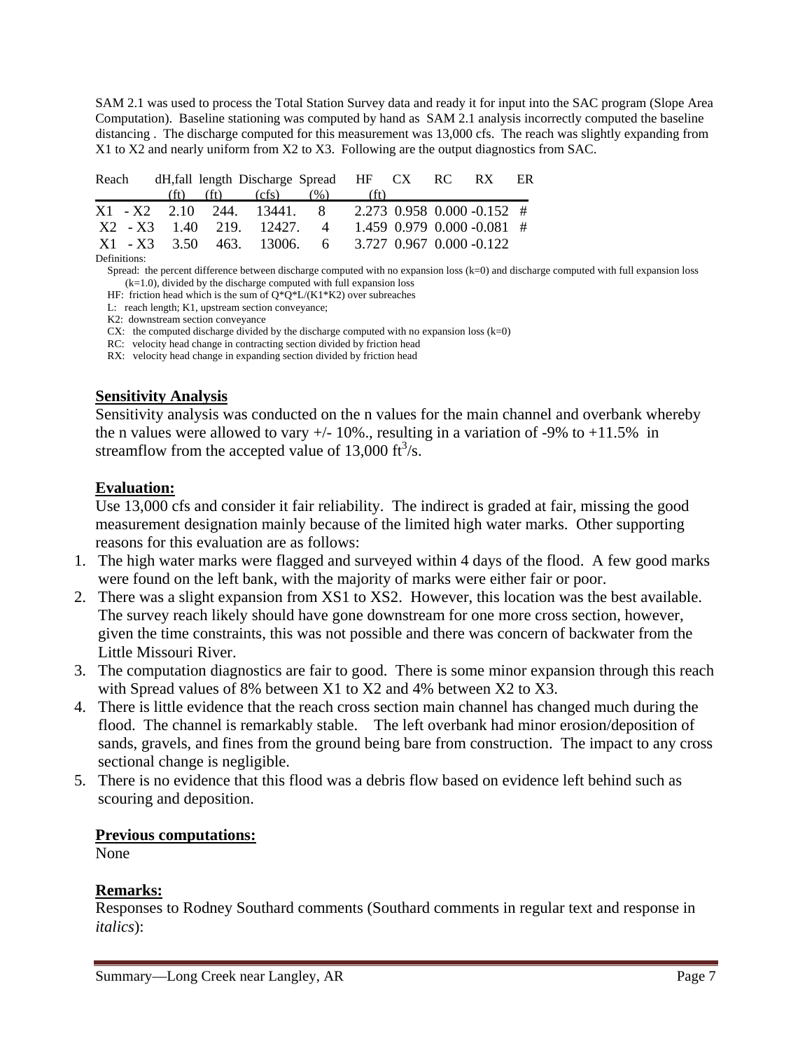SAM 2.1 was used to process the Total Station Survey data and ready it for input into the SAC program (Slope Area Computation). Baseline stationing was computed by hand as SAM 2.1 analysis incorrectly computed the baseline distancing . The discharge computed for this measurement was 13,000 cfs. The reach was slightly expanding from X1 to X2 and nearly uniform from X2 to X3. Following are the output diagnostics from SAC.

| Reach | dH,fall (ft) | length (ft) | Discharge (cfs) | Spread (%) | HF (ft) | CX | RC | RX | ER |
|---|---|---|---|---|---|---|---|---|---|
| X1 - X2 | 2.10 | 244. | 13441. | 8 | 2.273 | 0.958 | 0.000 | -0.152 | # |
| X2 - X3 | 1.40 | 219. | 12427. | 4 | 1.459 | 0.979 | 0.000 | -0.081 | # |
| X1 - X3 | 3.50 | 463. | 13006. | 6 | 3.727 | 0.967 | 0.000 | -0.122 | |

Definitions:

Spread: the percent difference between discharge computed with no expansion loss (k=0) and discharge computed with full expansion loss (k=1.0), divided by the discharge computed with full expansion loss

HF: friction head which is the sum of Q\*Q\*L/(K1\*K2) over subreaches

L: reach length; K1, upstream section conveyance;

K2: downstream section conveyance

CX: the computed discharge divided by the discharge computed with no expansion loss (k=0)

RC: velocity head change in contracting section divided by friction head

RX: velocity head change in expanding section divided by friction head

## Sensitivity Analysis

Sensitivity analysis was conducted on the n values for the main channel and overbank whereby the n values were allowed to vary +/- 10%., resulting in a variation of -9% to +11.5% in streamflow from the accepted value of 13,000 $ft^3/s$.

## Evaluation:

Use 13,000 cfs and consider it fair reliability. The indirect is graded at fair, missing the good measurement designation mainly because of the limited high water marks. Other supporting reasons for this evaluation are as follows:

1. The high water marks were flagged and surveyed within 4 days of the flood. A few good marks were found on the left bank, with the majority of marks were either fair or poor.
2. There was a slight expansion from XS1 to XS2. However, this location was the best available. The survey reach likely should have gone downstream for one more cross section, however, given the time constraints, this was not possible and there was concern of backwater from the Little Missouri River.
3. The computation diagnostics are fair to good. There is some minor expansion through this reach with Spread values of 8% between X1 to X2 and 4% between X2 to X3.
4. There is little evidence that the reach cross section main channel has changed much during the flood. The channel is remarkably stable. The left overbank had minor erosion/deposition of sands, gravels, and fines from the ground being bare from construction. The impact to any cross sectional change is negligible.
5. There is no evidence that this flood was a debris flow based on evidence left behind such as scouring and deposition.

## Previous computations:

None

## Remarks:

Responses to Rodney Southard comments (Southard comments in regular text and response in *italics*):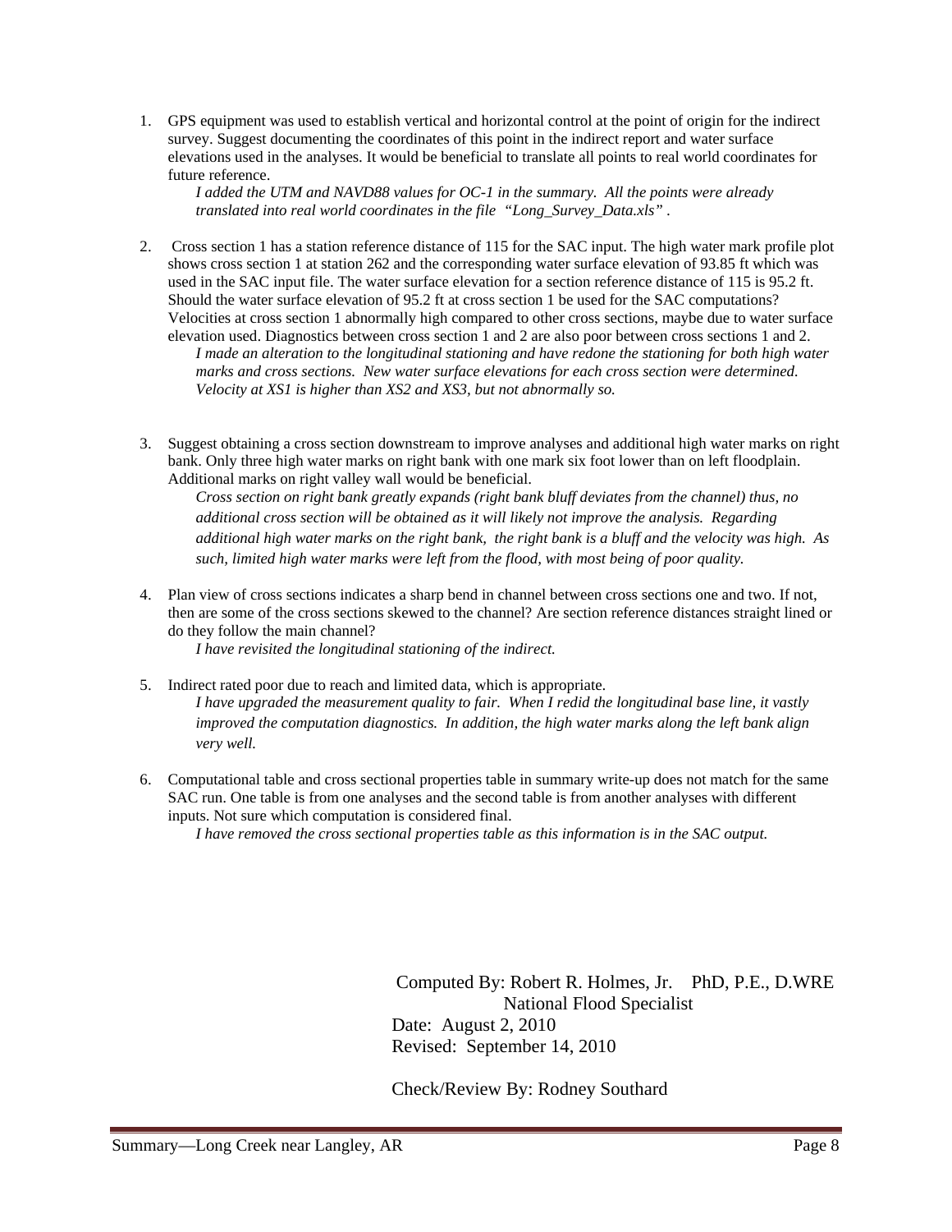1. GPS equipment was used to establish vertical and horizontal control at the point of origin for the indirect survey. Suggest documenting the coordinates of this point in the indirect report and water surface elevations used in the analyses. It would be beneficial to translate all points to real world coordinates for future reference.

    *I added the UTM and NAVD88 values for OC-1 in the summary. All the points were already translated into real world coordinates in the file "Long_Survey_Data.xls".*

2. Cross section 1 has a station reference distance of 115 for the SAC input. The high water mark profile plot shows cross section 1 at station 262 and the corresponding water surface elevation of 93.85 ft which was used in the SAC input file. The water surface elevation for a section reference distance of 115 is 95.2 ft. Should the water surface elevation of 95.2 ft at cross section 1 be used for the SAC computations? Velocities at cross section 1 abnormally high compared to other cross sections, maybe due to water surface elevation used. Diagnostics between cross section 1 and 2 are also poor between cross sections 1 and 2.

    *I made an alteration to the longitudinal stationing and have redone the stationing for both high water marks and cross sections. New water surface elevations for each cross section were determined. Velocity at XS1 is higher than XS2 and XS3, but not abnormally so.*

3. Suggest obtaining a cross section downstream to improve analyses and additional high water marks on right bank. Only three high water marks on right bank with one mark six foot lower than on left floodplain. Additional marks on right valley wall would be beneficial.

    *Cross section on right bank greatly expands (right bank bluff deviates from the channel) thus, no additional cross section will be obtained as it will likely not improve the analysis. Regarding additional high water marks on the right bank, the right bank is a bluff and the velocity was high. As such, limited high water marks were left from the flood, with most being of poor quality.*

4. Plan view of cross sections indicates a sharp bend in channel between cross sections one and two. If not, then are some of the cross sections skewed to the channel? Are section reference distances straight lined or do they follow the main channel?

    *I have revisited the longitudinal stationing of the indirect.*

5. Indirect rated poor due to reach and limited data, which is appropriate.

    *I have upgraded the measurement quality to fair. When I redid the longitudinal base line, it vastly improved the computation diagnostics. In addition, the high water marks along the left bank align very well.*

6. Computational table and cross sectional properties table in summary write-up does not match for the same SAC run. One table is from one analyses and the second table is from another analyses with different inputs. Not sure which computation is considered final.

    *I have removed the cross sectional properties table as this information is in the SAC output.*

Computed By: Robert R. Holmes, Jr. PhD, P.E., D.WRE
National Flood Specialist
Date: August 2, 2010
Revised: September 14, 2010

Check/Review By: Rodney Southard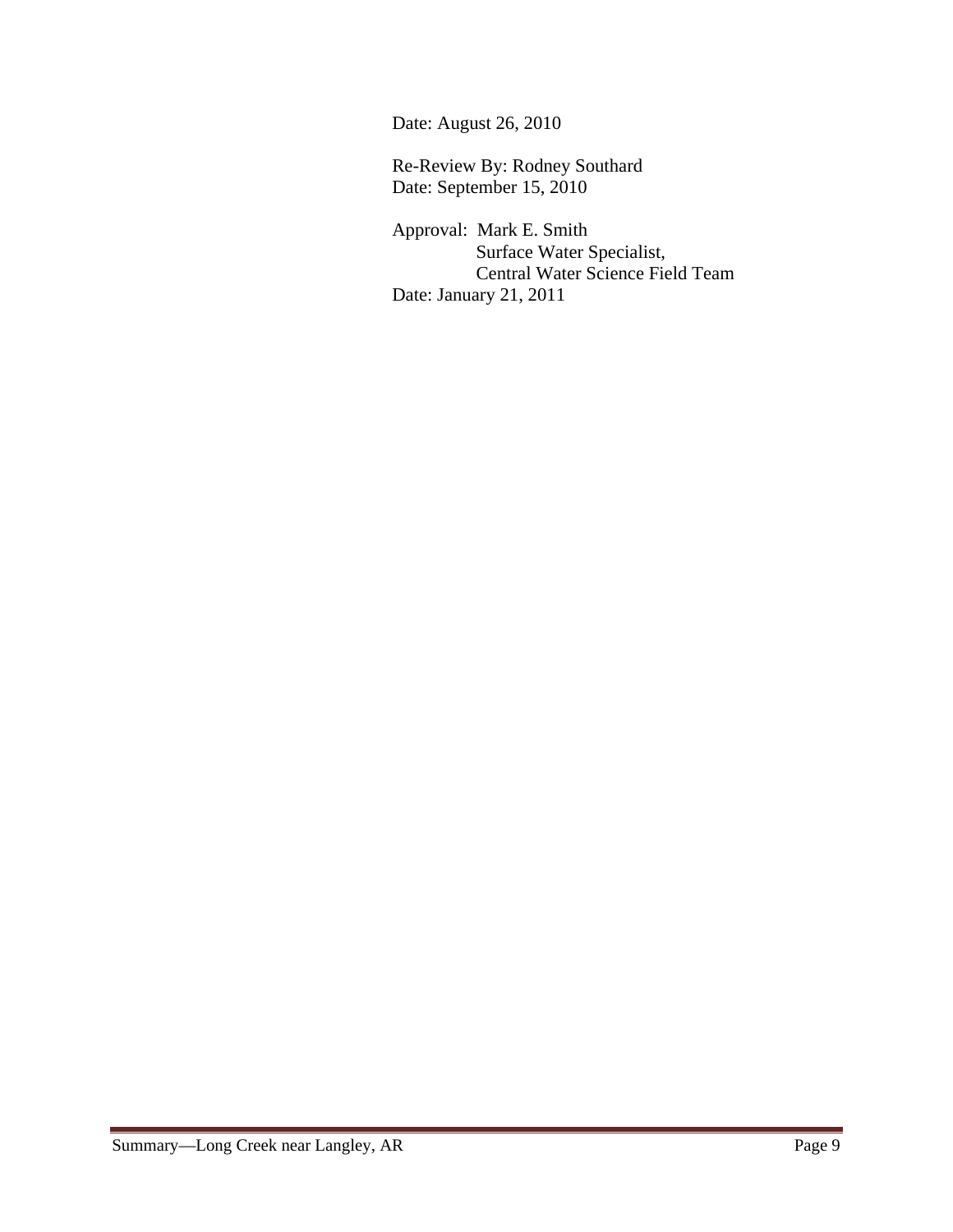Date: August 26, 2010

Re-Review By: Rodney Southard
Date: September 15, 2010

Approval: Mark E. Smith
Surface Water Specialist,
Central Water Science Field Team
Date: January 21, 2011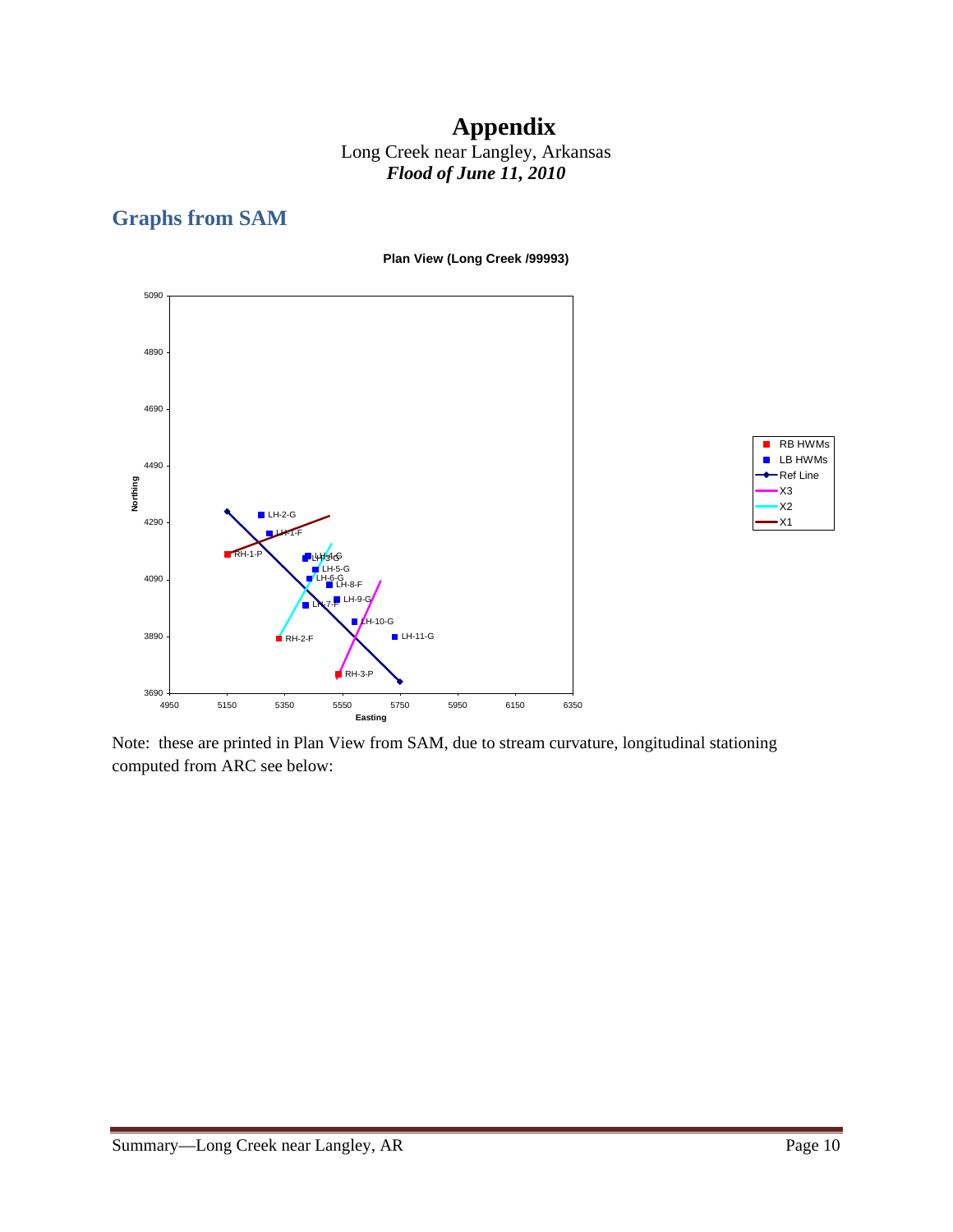# Appendix

Long Creek near Langley, Arkansas

***Flood of June 11, 2010***

## Graphs from SAM

**Plan View (Long Creek /99993)**

Note: these are printed in Plan View from SAM, due to stream curvature, longitudinal stationing computed from ARC see below: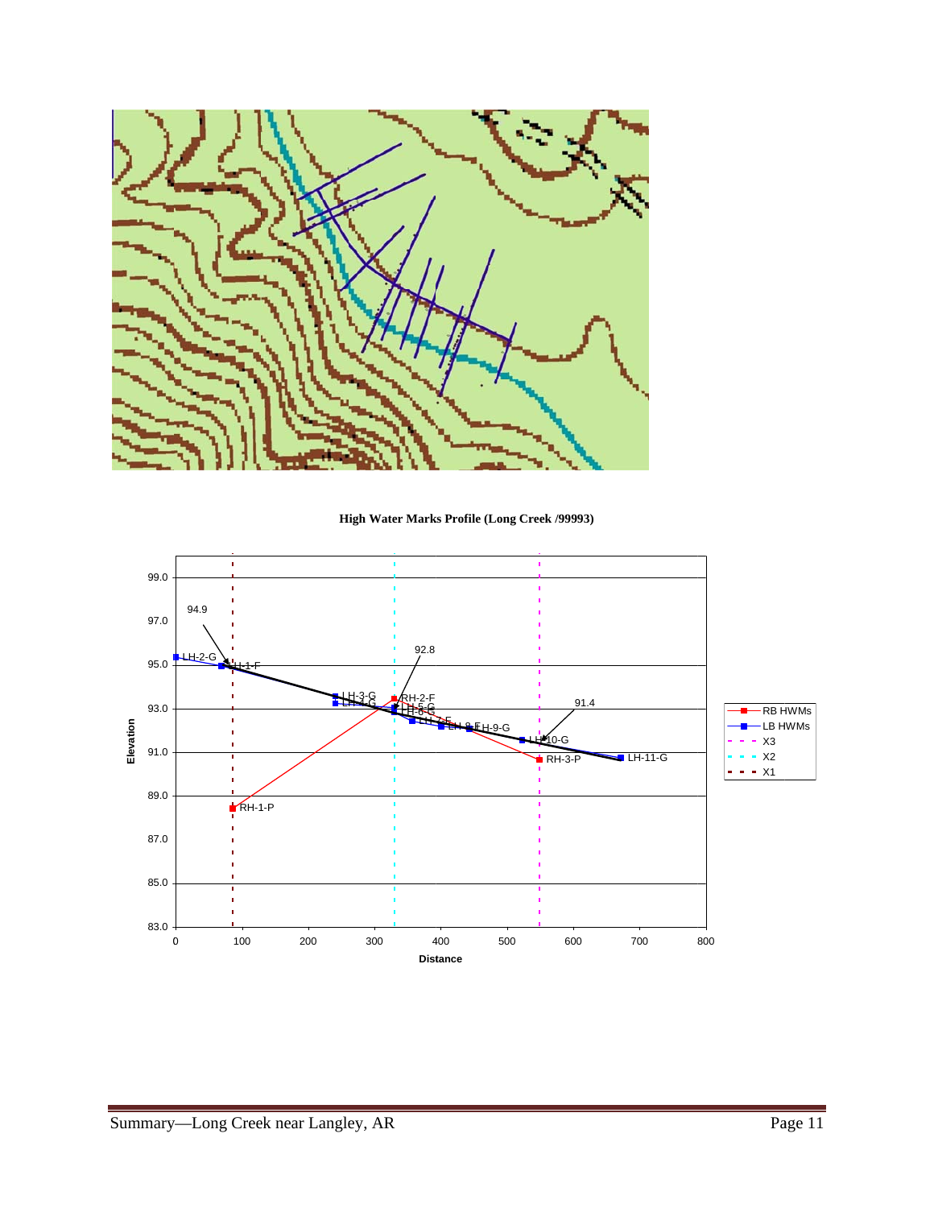**High Water Marks Profile (Long Creek /99993)**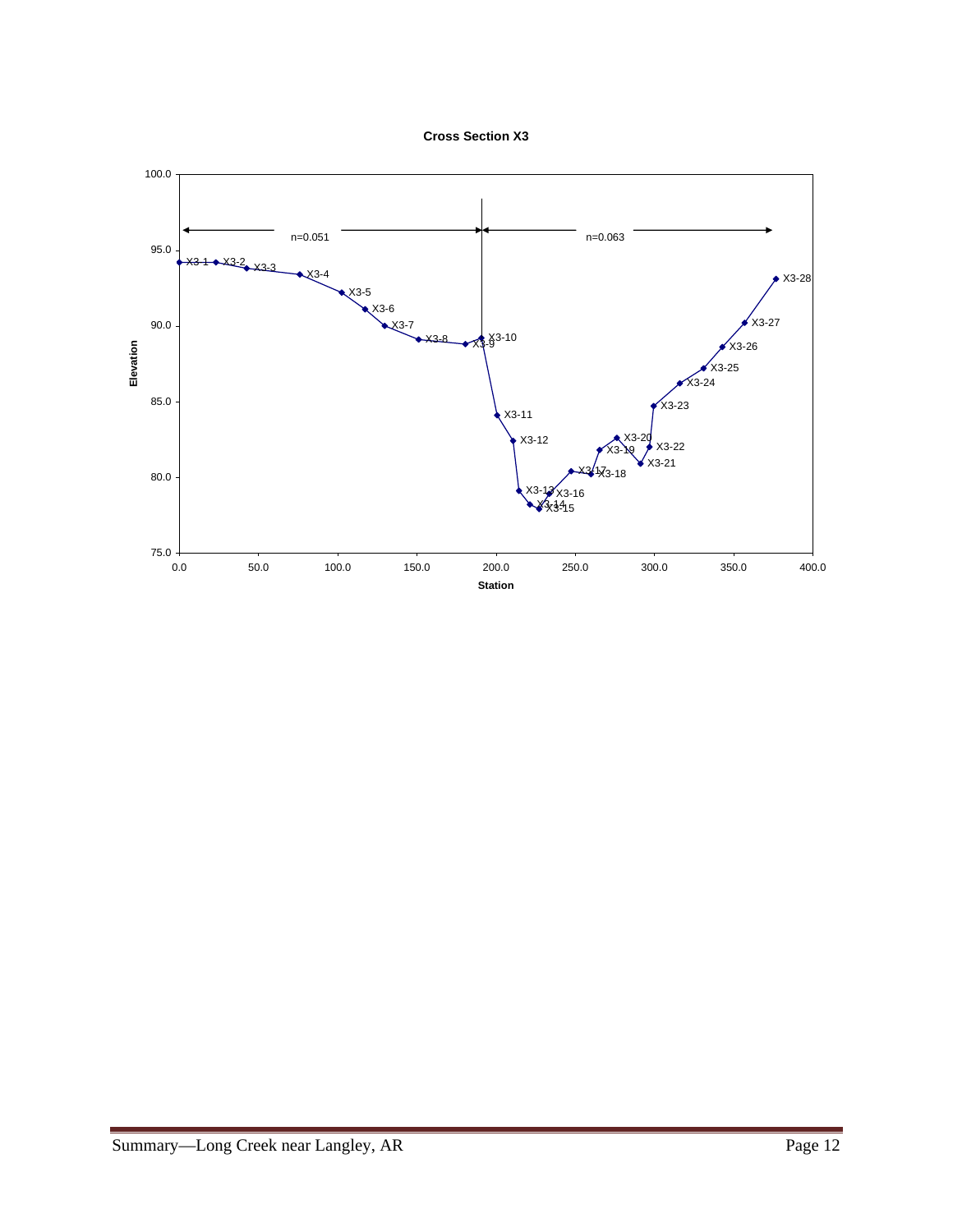**Cross Section X3**

n=0.051

n=0.063

Elevation

Station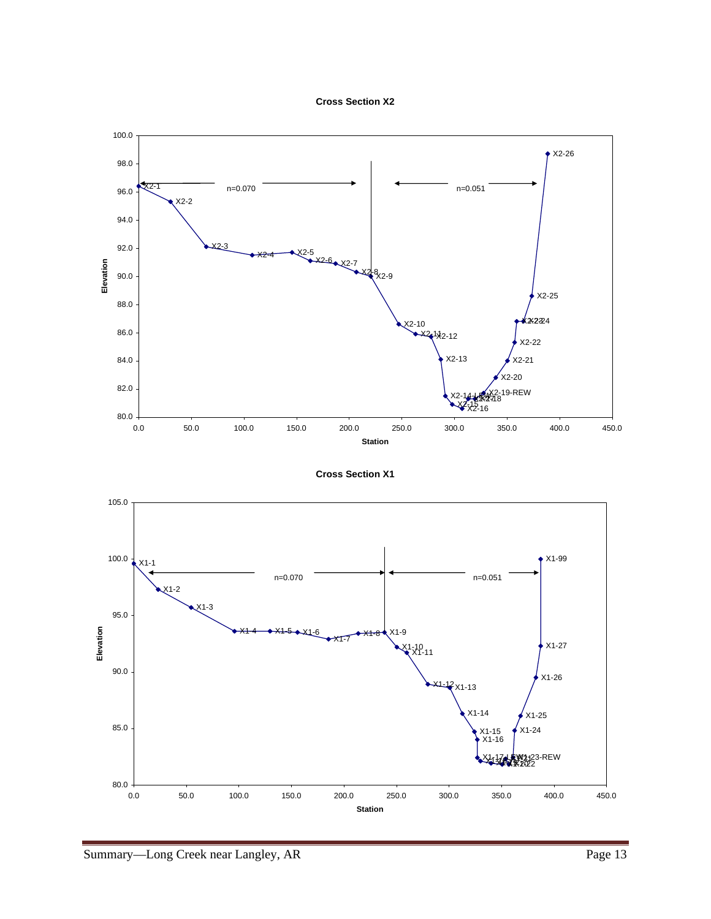**Cross Section X2**

**Cross Section X1**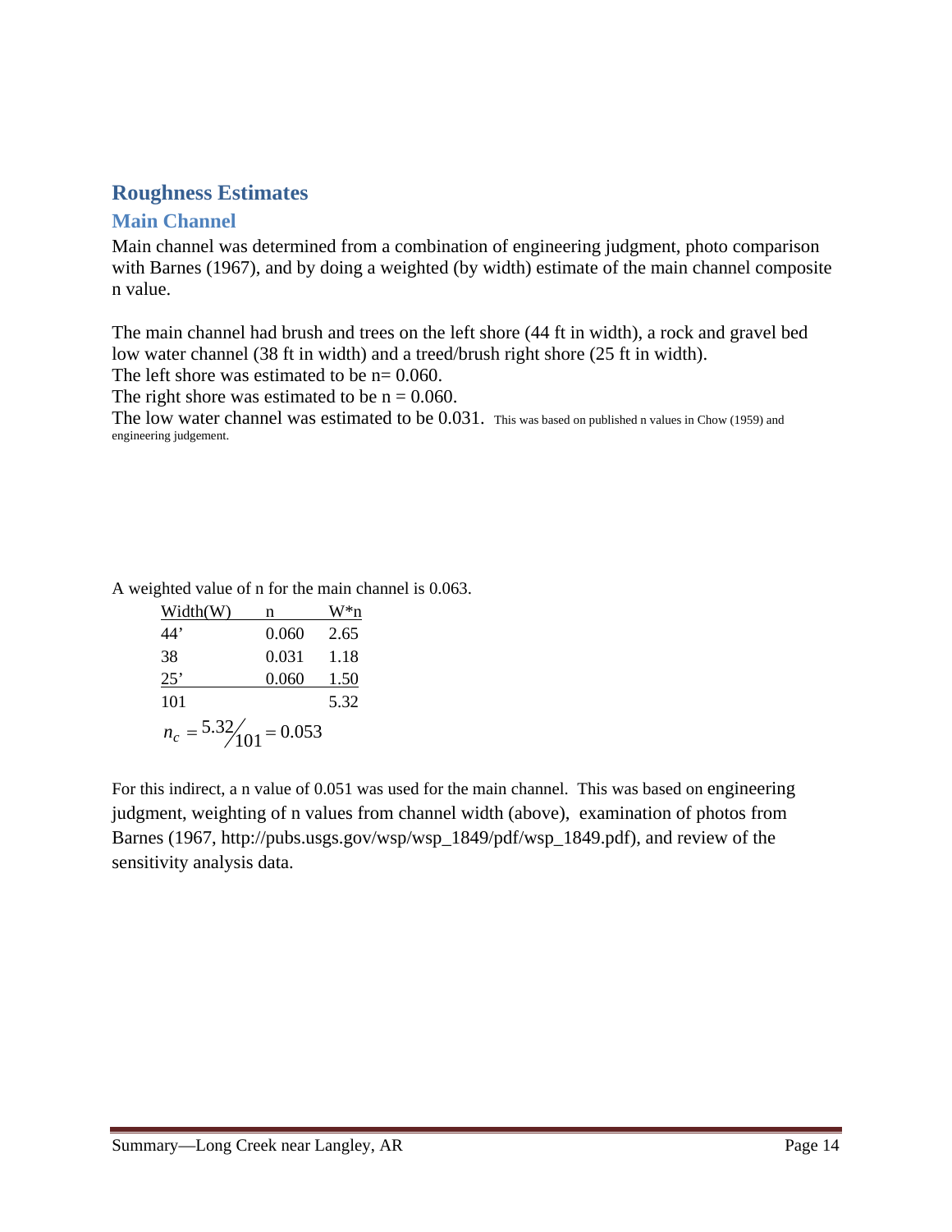## Roughness Estimates

### Main Channel

Main channel was determined from a combination of engineering judgment, photo comparison with Barnes (1967), and by doing a weighted (by width) estimate of the main channel composite n value.

The main channel had brush and trees on the left shore (44 ft in width), a rock and gravel bed low water channel (38 ft in width) and a treed/brush right shore (25 ft in width).
The left shore was estimated to be n= 0.060.
The right shore was estimated to be n = 0.060.
The low water channel was estimated to be 0.031. This was based on published n values in Chow (1959) and engineering judgement.

A weighted value of n for the main channel is 0.063.

| Width(W) | n | W*n |
|---|---|---|
| 44’ | 0.060 | 2.65 |
| 38 | 0.031 | 1.18 |
| 25’ | 0.060 | 1.50 |
| 101 | | 5.32 |

$$n_c = 5.32/101 = 0.053$$

For this indirect, a n value of 0.051 was used for the main channel. This was based on engineering judgment, weighting of n values from channel width (above), examination of photos from Barnes (1967, http://pubs.usgs.gov/wsp/wsp_1849/pdf/wsp_1849.pdf), and review of the sensitivity analysis data.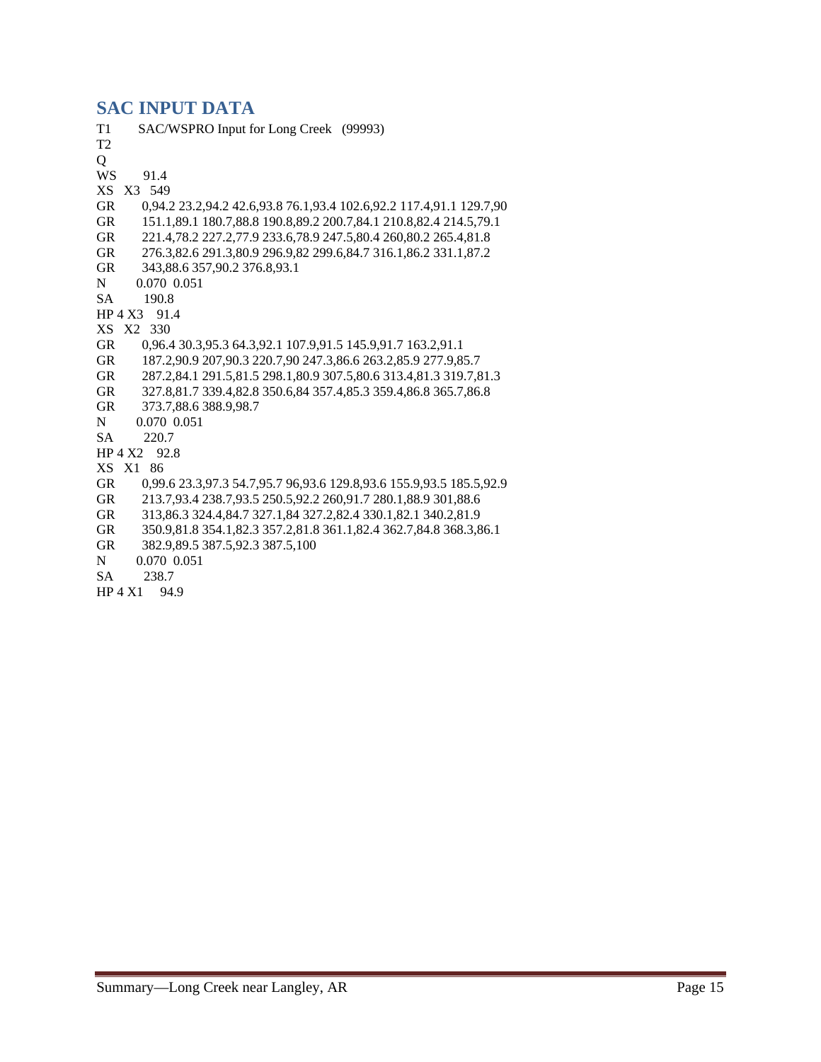## SAC INPUT DATA

```
T1      SAC/WSPRO Input for Long Creek   (99993)
T2
Q
WS      91.4
XS  X3  549
GR      0,94.2 23.2,94.2 42.6,93.8 76.1,93.4 102.6,92.2 117.4,91.1 129.7,90
GR      151.1,89.1 180.7,88.8 190.8,89.2 200.7,84.1 210.8,82.4 214.5,79.1
GR      221.4,78.2 227.2,77.9 233.6,78.9 247.5,80.4 260,80.2 265.4,81.8
GR      276.3,82.6 291.3,80.9 296.9,82 299.6,84.7 316.1,86.2 331.1,87.2
GR      343,88.6 357,90.2 376.8,93.1
N       0.070  0.051
SA      190.8
HP 4 X3   91.4
XS  X2  330
GR      0,96.4 30.3,95.3 64.3,92.1 107.9,91.5 145.9,91.7 163.2,91.1
GR      187.2,90.9 207,90.3 220.7,90 247.3,86.6 263.2,85.9 277.9,85.7
GR      287.2,84.1 291.5,81.5 298.1,80.9 307.5,80.6 313.4,81.3 319.7,81.3
GR      327.8,81.7 339.4,82.8 350.6,84 357.4,85.3 359.4,86.8 365.7,86.8
GR      373.7,88.6 388.9,98.7
N       0.070  0.051
SA      220.7
HP 4 X2   92.8
XS  X1  86
GR      0,99.6 23.3,97.3 54.7,95.7 96,93.6 129.8,93.6 155.9,93.5 185.5,92.9
GR      213.7,93.4 238.7,93.5 250.5,92.2 260,91.7 280.1,88.9 301,88.6
GR      313,86.3 324.4,84.7 327.1,84 327.2,82.4 330.1,82.1 340.2,81.9
GR      350.9,81.8 354.1,82.3 357.2,81.8 361.1,82.4 362.7,84.8 368.3,86.1
GR      382.9,89.5 387.5,92.3 387.5,100
N       0.070  0.051
SA      238.7
HP 4 X1    94.9
```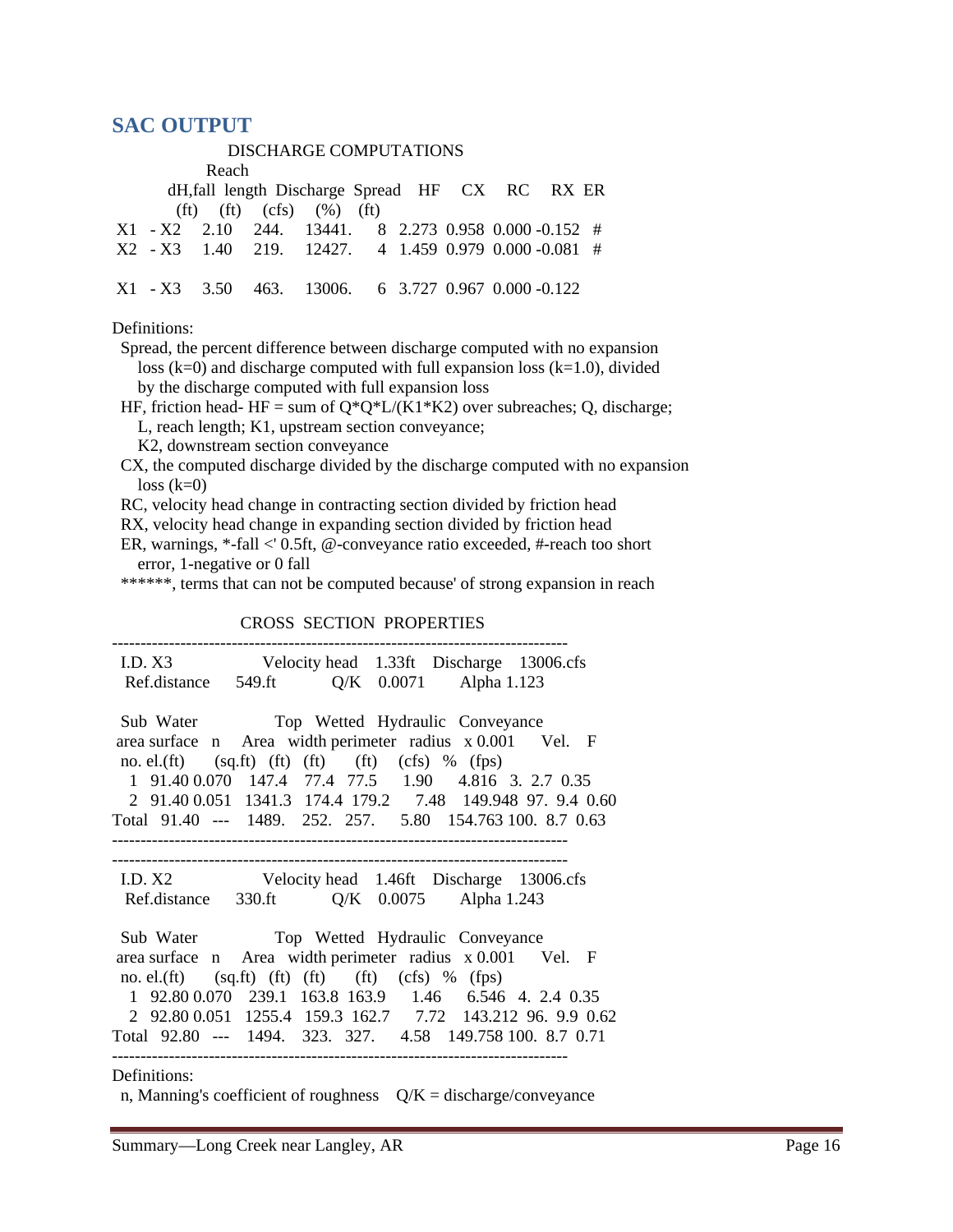## SAC OUTPUT

DISCHARGE COMPUTATIONS

| | dH,fall (ft) | Reach length (ft) | Discharge (cfs) | Spread (%) | HF (ft) | CX | RC | RX | ER |
|---|---|---|---|---|---|---|---|---|---|
| X1 - X2 | 2.10 | 244. | 13441. | 8 | 2.273 | 0.958 | 0.000 | -0.152 | # |
| X2 - X3 | 1.40 | 219. | 12427. | 4 | 1.459 | 0.979 | 0.000 | -0.081 | # |
| X1 - X3 | 3.50 | 463. | 13006. | 6 | 3.727 | 0.967 | 0.000 | -0.122 | |

Definitions:

- Spread, the percent difference between discharge computed with no expansion loss (k=0) and discharge computed with full expansion loss (k=1.0), divided by the discharge computed with full expansion loss
- HF, friction head- HF = sum of Q*Q*L/(K1*K2) over subreaches; Q, discharge; L, reach length; K1, upstream section conveyance; K2, downstream section conveyance
- CX, the computed discharge divided by the discharge computed with no expansion loss (k=0)
- RC, velocity head change in contracting section divided by friction head
- RX, velocity head change in expanding section divided by friction head
- ER, warnings, *-fall <' 0.5ft, @-conveyance ratio exceeded, #-reach too short error, 1-negative or 0 fall
- ******, terms that can not be computed because' of strong expansion in reach

CROSS SECTION PROPERTIES

I.D. X3 — Velocity head 1.33ft — Discharge 13006.cfs
Ref.distance 549.ft — Q/K 0.0071 — Alpha 1.123

| Sub area no. | Water surface el.(ft) | n | Area (sq.ft) | Top width (ft) | Wetted perimeter (ft) | Hydraulic radius (ft) | Conveyance x 0.001 (cfs) | % | Vel. (fps) | F |
|---|---|---|---|---|---|---|---|---|---|---|
| 1 | 91.40 | 0.070 | 147.4 | 77.4 | 77.5 | 1.90 | 4.816 | 3. | 2.7 | 0.35 |
| 2 | 91.40 | 0.051 | 1341.3 | 174.4 | 179.2 | 7.48 | 149.948 | 97. | 9.4 | 0.60 |
| Total | 91.40 | --- | 1489. | 252. | 257. | 5.80 | 154.763 | 100. | 8.7 | 0.63 |

I.D. X2 — Velocity head 1.46ft — Discharge 13006.cfs
Ref.distance 330.ft — Q/K 0.0075 — Alpha 1.243

| Sub area no. | Water surface el.(ft) | n | Area (sq.ft) | Top width (ft) | Wetted perimeter (ft) | Hydraulic radius (ft) | Conveyance x 0.001 (cfs) | % | Vel. (fps) | F |
|---|---|---|---|---|---|---|---|---|---|---|
| 1 | 92.80 | 0.070 | 239.1 | 163.8 | 163.9 | 1.46 | 6.546 | 4. | 2.4 | 0.35 |
| 2 | 92.80 | 0.051 | 1255.4 | 159.3 | 162.7 | 7.72 | 143.212 | 96. | 9.9 | 0.62 |
| Total | 92.80 | --- | 1494. | 323. | 327. | 4.58 | 149.758 | 100. | 8.7 | 0.71 |

Definitions:

n, Manning's coefficient of roughness    Q/K = discharge/conveyance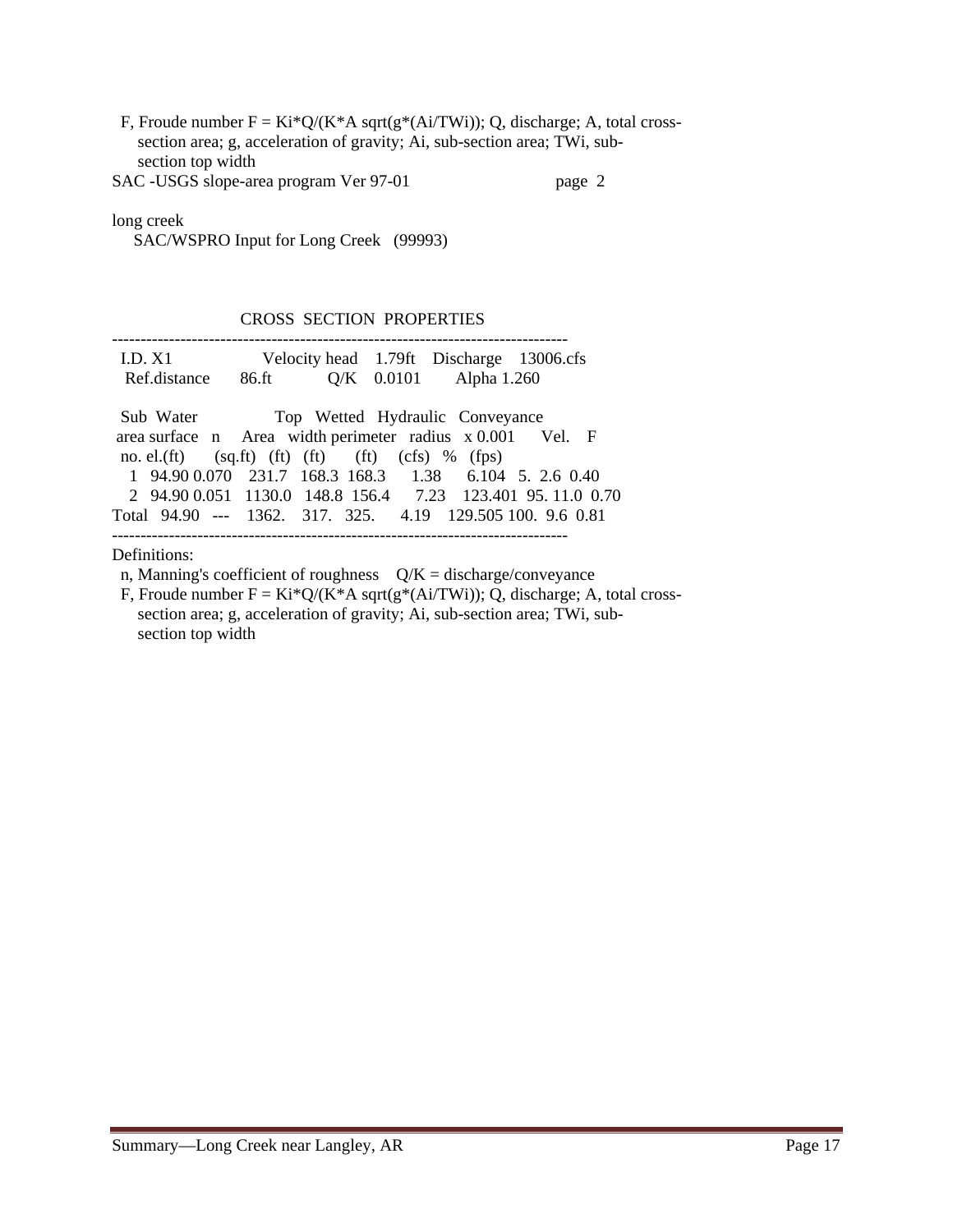F, Froude number F = Ki*Q/(K*A sqrt(g*(Ai/TWi)); Q, discharge; A, total cross-section area; g, acceleration of gravity; Ai, sub-section area; TWi, sub-section top width

SAC -USGS slope-area program Ver 97-01 page 2

long creek
SAC/WSPRO Input for Long Creek (99993)

```
                     CROSS  SECTION  PROPERTIES
--------------------------------------------------------------------------------
 I.D. X1              Velocity head    1.79ft    Discharge    13006.cfs
  Ref.distance      86.ft          Q/K    0.0101       Alpha 1.260

 Sub  Water               Top   Wetted   Hydraulic   Conveyance
 area surface   n     Area   width perimeter   radius   x 0.001      Vel.    F
 no. el.(ft)      (sq.ft)   (ft)   (ft)      (ft)    (cfs)   %   (fps)
   1   94.90 0.070    231.7   168.3  168.3     1.38     6.104   5.  2.6  0.40
   2   94.90 0.051   1130.0   148.8  156.4     7.23   123.401  95. 11.0  0.70
Total   94.90   ---    1362.    317.   325.     4.19   129.505 100.  9.6  0.81
--------------------------------------------------------------------------------
```

Definitions:

n, Manning's coefficient of roughness Q/K = discharge/conveyance

F, Froude number F = Ki*Q/(K*A sqrt(g*(Ai/TWi)); Q, discharge; A, total cross-section area; g, acceleration of gravity; Ai, sub-section area; TWi, sub-section top width